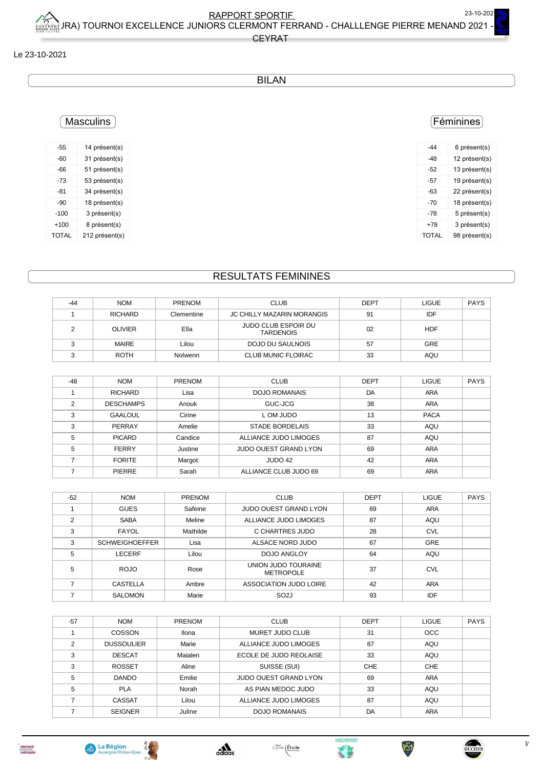# RAPPORT SPORTIF

## (ARA) TOURNOI EXCELLENCE JUNIORS CLERMONT FERRAND - CHALLLENGE PIERRE MENAND 2021 - CEYRAT

Le 23-10-2021

## BILAN

### Masculins

| | |
|---|---|
| -55 | 14 présent(s) |
| -60 | 31 présent(s) |
| -66 | 51 présent(s) |
| -73 | 53 présent(s) |
| -81 | 34 présent(s) |
| -90 | 18 présent(s) |
| -100 | 3 présent(s) |
| +100 | 8 présent(s) |
| TOTAL | 212 présent(s) |

### Féminines

| | |
|---|---|
| -44 | 6 présent(s) |
| -48 | 12 présent(s) |
| -52 | 13 présent(s) |
| -57 | 19 présent(s) |
| -63 | 22 présent(s) |
| -70 | 18 présent(s) |
| -78 | 5 présent(s) |
| +78 | 3 présent(s) |
| TOTAL | 98 présent(s) |

## RESULTATS FEMININES

| -44 | NOM | PRENOM | CLUB | DEPT | LIGUE | PAYS |
|---|---|---|---|---|---|---|
| 1 | RICHARD | Clementine | JC CHILLY MAZARIN MORANGIS | 91 | IDF | |
| 2 | OLIVIER | Ella | JUDO CLUB ESPOIR DU TARDENOIS | 02 | HDF | |
| 3 | MAIRE | Lilou | DOJO DU SAULNOIS | 57 | GRE | |
| 3 | ROTH | Nolwenn | CLUB MUNIC FLOIRAC | 33 | AQU | |

| -48 | NOM | PRENOM | CLUB | DEPT | LIGUE | PAYS |
|---|---|---|---|---|---|---|
| 1 | RICHARD | Lisa | DOJO ROMANAIS | DA | ARA | |
| 2 | DESCHAMPS | Anouk | GUC-JCG | 38 | ARA | |
| 3 | GAALOUL | Cirine | L OM JUDO | 13 | PACA | |
| 3 | PERRAY | Amelie | STADE BORDELAIS | 33 | AQU | |
| 5 | PICARD | Candice | ALLIANCE JUDO LIMOGES | 87 | AQU | |
| 5 | FERRY | Justine | JUDO OUEST GRAND LYON | 69 | ARA | |
| 7 | FORITE | Margot | JUDO 42 | 42 | ARA | |
| 7 | PIERRE | Sarah | ALLIANCE CLUB JUDO 69 | 69 | ARA | |

| -52 | NOM | PRENOM | CLUB | DEPT | LIGUE | PAYS |
|---|---|---|---|---|---|---|
| 1 | GUES | Safeine | JUDO OUEST GRAND LYON | 69 | ARA | |
| 2 | SABA | Meline | ALLIANCE JUDO LIMOGES | 87 | AQU | |
| 3 | FAYOL | Mathilde | C CHARTRES JUDO | 28 | CVL | |
| 3 | SCHWEIGHOEFFER | Lisa | ALSACE NORD JUDO | 67 | GRE | |
| 5 | LECERF | Lilou | DOJO ANGLOY | 64 | AQU | |
| 5 | ROJO | Rose | UNION JUDO TOURAINE METROPOLE | 37 | CVL | |
| 7 | CASTELLA | Ambre | ASSOCIATION JUDO LOIRE | 42 | ARA | |
| 7 | SALOMON | Marie | SO2J | 93 | IDF | |

| -57 | NOM | PRENOM | CLUB | DEPT | LIGUE | PAYS |
|---|---|---|---|---|---|---|
| 1 | COSSON | Ilona | MURET JUDO CLUB | 31 | OCC | |
| 2 | DUSSOULIER | Marie | ALLIANCE JUDO LIMOGES | 87 | AQU | |
| 3 | DESCAT | Maialen | ECOLE DE JUDO REOLAISE | 33 | AQU | |
| 3 | ROSSET | Aline | SUISSE (SUI) | CHE | CHE | |
| 5 | DANDO | Emilie | JUDO OUEST GRAND LYON | 69 | ARA | |
| 5 | PLA | Norah | AS PIAN MEDOC JUDO | 33 | AQU | |
| 7 | CASSAT | Lilou | ALLIANCE JUDO LIMOGES | 87 | AQU | |
| 7 | SEIGNER | Juline | DOJO ROMANAIS | DA | ARA | |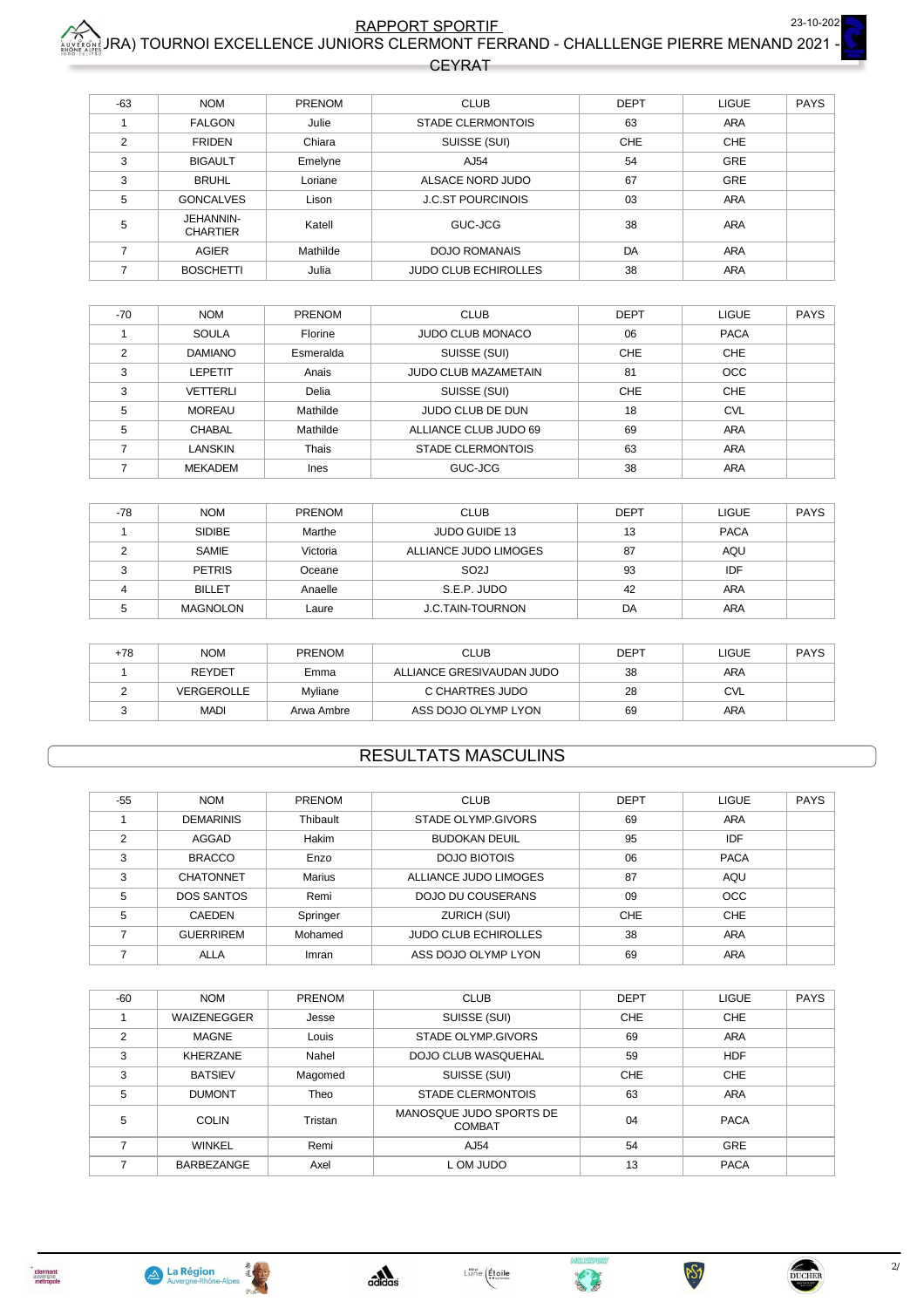| -63 | NOM | PRENOM | CLUB | DEPT | LIGUE | PAYS |
|---|---|---|---|---|---|---|
| 1 | FALGON | Julie | STADE CLERMONTOIS | 63 | ARA | |
| 2 | FRIDEN | Chiara | SUISSE (SUI) | CHE | CHE | |
| 3 | BIGAULT | Emelyne | AJ54 | 54 | GRE | |
| 3 | BRUHL | Loriane | ALSACE NORD JUDO | 67 | GRE | |
| 5 | GONCALVES | Lison | J.C.ST POURCINOIS | 03 | ARA | |
| 5 | JEHANNIN-CHARTIER | Katell | GUC-JCG | 38 | ARA | |
| 7 | AGIER | Mathilde | DOJO ROMANAIS | DA | ARA | |
| 7 | BOSCHETTI | Julia | JUDO CLUB ECHIROLLES | 38 | ARA | |

| -70 | NOM | PRENOM | CLUB | DEPT | LIGUE | PAYS |
|---|---|---|---|---|---|---|
| 1 | SOULA | Florine | JUDO CLUB MONACO | 06 | PACA | |
| 2 | DAMIANO | Esmeralda | SUISSE (SUI) | CHE | CHE | |
| 3 | LEPETIT | Anais | JUDO CLUB MAZAMETAIN | 81 | OCC | |
| 3 | VETTERLI | Delia | SUISSE (SUI) | CHE | CHE | |
| 5 | MOREAU | Mathilde | JUDO CLUB DE DUN | 18 | CVL | |
| 5 | CHABAL | Mathilde | ALLIANCE CLUB JUDO 69 | 69 | ARA | |
| 7 | LANSKIN | Thais | STADE CLERMONTOIS | 63 | ARA | |
| 7 | MEKADEM | Ines | GUC-JCG | 38 | ARA | |

| -78 | NOM | PRENOM | CLUB | DEPT | LIGUE | PAYS |
|---|---|---|---|---|---|---|
| 1 | SIDIBE | Marthe | JUDO GUIDE 13 | 13 | PACA | |
| 2 | SAMIE | Victoria | ALLIANCE JUDO LIMOGES | 87 | AQU | |
| 3 | PETRIS | Oceane | SO2J | 93 | IDF | |
| 4 | BILLET | Anaelle | S.E.P. JUDO | 42 | ARA | |
| 5 | MAGNOLON | Laure | J.C.TAIN-TOURNON | DA | ARA | |

| +78 | NOM | PRENOM | CLUB | DEPT | LIGUE | PAYS |
|---|---|---|---|---|---|---|
| 1 | REYDET | Emma | ALLIANCE GRESIVAUDAN JUDO | 38 | ARA | |
| 2 | VERGEROLLE | Myliane | C CHARTRES JUDO | 28 | CVL | |
| 3 | MADI | Arwa Ambre | ASS DOJO OLYMP LYON | 69 | ARA | |

## RESULTATS MASCULINS

| -55 | NOM | PRENOM | CLUB | DEPT | LIGUE | PAYS |
|---|---|---|---|---|---|---|
| 1 | DEMARINIS | Thibault | STADE OLYMP.GIVORS | 69 | ARA | |
| 2 | AGGAD | Hakim | BUDOKAN DEUIL | 95 | IDF | |
| 3 | BRACCO | Enzo | DOJO BIOTOIS | 06 | PACA | |
| 3 | CHATONNET | Marius | ALLIANCE JUDO LIMOGES | 87 | AQU | |
| 5 | DOS SANTOS | Remi | DOJO DU COUSERANS | 09 | OCC | |
| 5 | CAEDEN | Springer | ZURICH (SUI) | CHE | CHE | |
| 7 | GUERRIREM | Mohamed | JUDO CLUB ECHIROLLES | 38 | ARA | |
| 7 | ALLA | Imran | ASS DOJO OLYMP LYON | 69 | ARA | |

| -60 | NOM | PRENOM | CLUB | DEPT | LIGUE | PAYS |
|---|---|---|---|---|---|---|
| 1 | WAIZENEGGER | Jesse | SUISSE (SUI) | CHE | CHE | |
| 2 | MAGNE | Louis | STADE OLYMP.GIVORS | 69 | ARA | |
| 3 | KHERZANE | Nahel | DOJO CLUB WASQUEHAL | 59 | HDF | |
| 3 | BATSIEV | Magomed | SUISSE (SUI) | CHE | CHE | |
| 5 | DUMONT | Theo | STADE CLERMONTOIS | 63 | ARA | |
| 5 | COLIN | Tristan | MANOSQUE JUDO SPORTS DE COMBAT | 04 | PACA | |
| 7 | WINKEL | Remi | AJ54 | 54 | GRE | |
| 7 | BARBEZANGE | Axel | L OM JUDO | 13 | PACA | |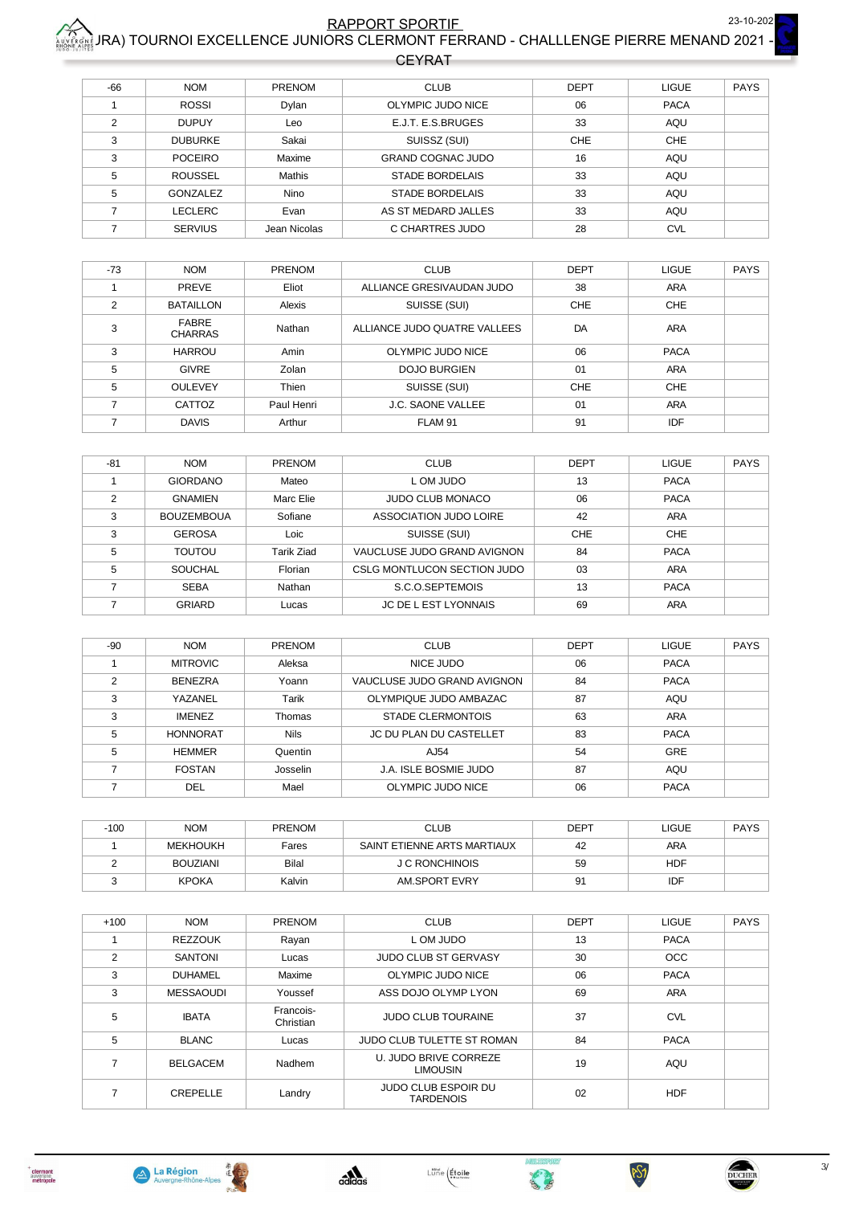| -66 | NOM | PRENOM | CLUB | DEPT | LIGUE | PAYS |
|---|---|---|---|---|---|---|
| 1 | ROSSI | Dylan | OLYMPIC JUDO NICE | 06 | PACA | |
| 2 | DUPUY | Leo | E.J.T. E.S.BRUGES | 33 | AQU | |
| 3 | DUBURKE | Sakai | SUISSZ (SUI) | CHE | CHE | |
| 3 | POCEIRO | Maxime | GRAND COGNAC JUDO | 16 | AQU | |
| 5 | ROUSSEL | Mathis | STADE BORDELAIS | 33 | AQU | |
| 5 | GONZALEZ | Nino | STADE BORDELAIS | 33 | AQU | |
| 7 | LECLERC | Evan | AS ST MEDARD JALLES | 33 | AQU | |
| 7 | SERVIUS | Jean Nicolas | C CHARTRES JUDO | 28 | CVL | |

| -73 | NOM | PRENOM | CLUB | DEPT | LIGUE | PAYS |
|---|---|---|---|---|---|---|
| 1 | PREVE | Eliot | ALLIANCE GRESIVAUDAN JUDO | 38 | ARA | |
| 2 | BATAILLON | Alexis | SUISSE (SUI) | CHE | CHE | |
| 3 | FABRE CHARRAS | Nathan | ALLIANCE JUDO QUATRE VALLEES | DA | ARA | |
| 3 | HARROU | Amin | OLYMPIC JUDO NICE | 06 | PACA | |
| 5 | GIVRE | Zolan | DOJO BURGIEN | 01 | ARA | |
| 5 | OULEVEY | Thien | SUISSE (SUI) | CHE | CHE | |
| 7 | CATTOZ | Paul Henri | J.C. SAONE VALLEE | 01 | ARA | |
| 7 | DAVIS | Arthur | FLAM 91 | 91 | IDF | |

| -81 | NOM | PRENOM | CLUB | DEPT | LIGUE | PAYS |
|---|---|---|---|---|---|---|
| 1 | GIORDANO | Mateo | L OM JUDO | 13 | PACA | |
| 2 | GNAMIEN | Marc Elie | JUDO CLUB MONACO | 06 | PACA | |
| 3 | BOUZEMBOUA | Sofiane | ASSOCIATION JUDO LOIRE | 42 | ARA | |
| 3 | GEROSA | Loic | SUISSE (SUI) | CHE | CHE | |
| 5 | TOUTOU | Tarik Ziad | VAUCLUSE JUDO GRAND AVIGNON | 84 | PACA | |
| 5 | SOUCHAL | Florian | CSLG MONTLUCON SECTION JUDO | 03 | ARA | |
| 7 | SEBA | Nathan | S.C.O.SEPTEMOIS | 13 | PACA | |
| 7 | GRIARD | Lucas | JC DE L EST LYONNAIS | 69 | ARA | |

| -90 | NOM | PRENOM | CLUB | DEPT | LIGUE | PAYS |
|---|---|---|---|---|---|---|
| 1 | MITROVIC | Aleksa | NICE JUDO | 06 | PACA | |
| 2 | BENEZRA | Yoann | VAUCLUSE JUDO GRAND AVIGNON | 84 | PACA | |
| 3 | YAZANEL | Tarik | OLYMPIQUE JUDO AMBAZAC | 87 | AQU | |
| 3 | IMENEZ | Thomas | STADE CLERMONTOIS | 63 | ARA | |
| 5 | HONNORAT | Nils | JC DU PLAN DU CASTELLET | 83 | PACA | |
| 5 | HEMMER | Quentin | AJ54 | 54 | GRE | |
| 7 | FOSTAN | Josselin | J.A. ISLE BOSMIE JUDO | 87 | AQU | |
| 7 | DEL | Mael | OLYMPIC JUDO NICE | 06 | PACA | |

| -100 | NOM | PRENOM | CLUB | DEPT | LIGUE | PAYS |
|---|---|---|---|---|---|---|
| 1 | MEKHOUKH | Fares | SAINT ETIENNE ARTS MARTIAUX | 42 | ARA | |
| 2 | BOUZIANI | Bilal | J C RONCHINOIS | 59 | HDF | |
| 3 | KPOKA | Kalvin | AM.SPORT EVRY | 91 | IDF | |

| +100 | NOM | PRENOM | CLUB | DEPT | LIGUE | PAYS |
|---|---|---|---|---|---|---|
| 1 | REZZOUK | Rayan | L OM JUDO | 13 | PACA | |
| 2 | SANTONI | Lucas | JUDO CLUB ST GERVASY | 30 | OCC | |
| 3 | DUHAMEL | Maxime | OLYMPIC JUDO NICE | 06 | PACA | |
| 3 | MESSAOUDI | Youssef | ASS DOJO OLYMP LYON | 69 | ARA | |
| 5 | IBATA | Francois-Christian | JUDO CLUB TOURAINE | 37 | CVL | |
| 5 | BLANC | Lucas | JUDO CLUB TULETTE ST ROMAN | 84 | PACA | |
| 7 | BELGACEM | Nadhem | U. JUDO BRIVE CORREZE LIMOUSIN | 19 | AQU | |
| 7 | CREPELLE | Landry | JUDO CLUB ESPOIR DU TARDENOIS | 02 | HDF | |